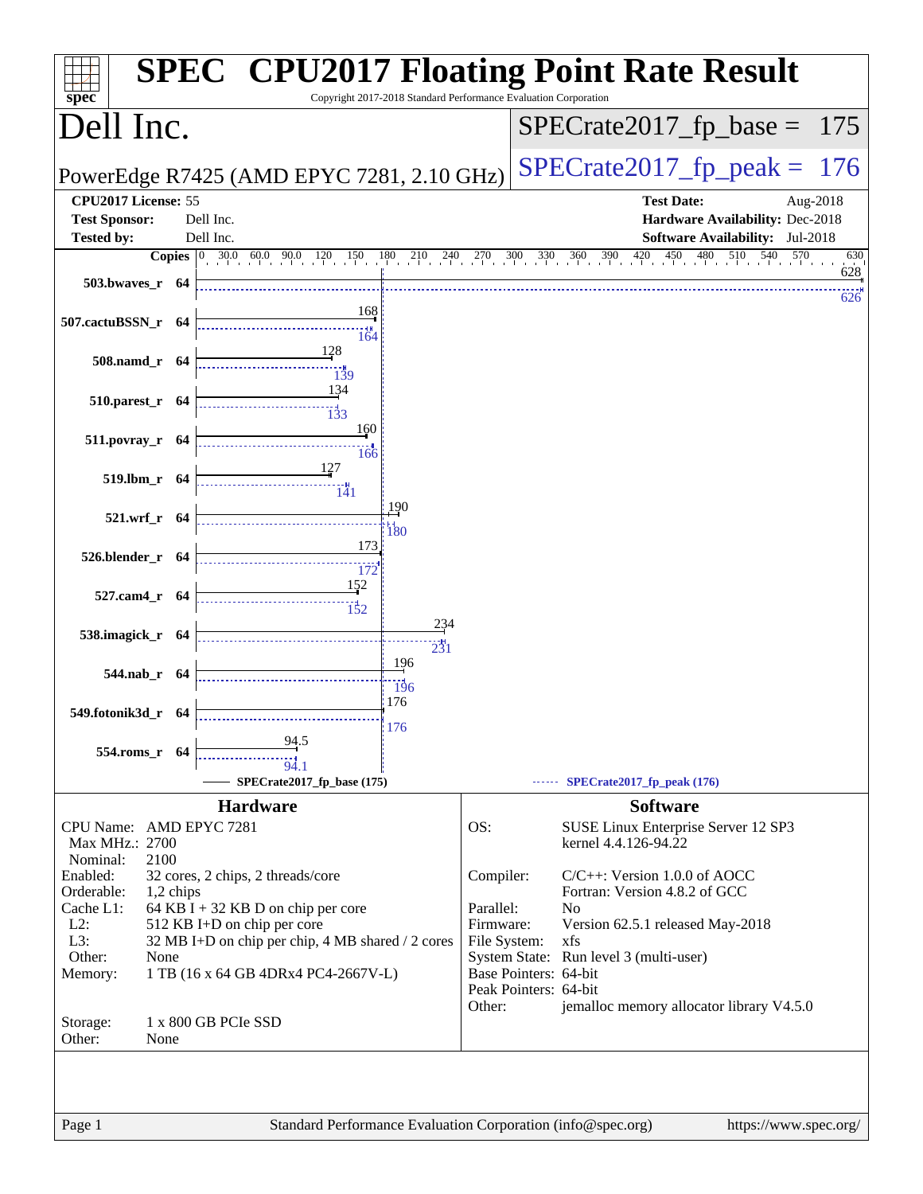# SPEC CPU2017 Floating Point Rate Result

Copyright 2017-2018 Standard Performance Evaluation Corporation

## Dell Inc.

PowerEdge R7425 (AMD EPYC 7281, 2.10 GHz)

SPECrate2017_fp_base = 175

SPECrate2017_fp_peak = 176

| | | | |
|---|---|---|---|
| **CPU2017 License:** | 55 | **Test Date:** | Aug-2018 |
| **Test Sponsor:** | Dell Inc. | **Hardware Availability:** | Dec-2018 |
| **Tested by:** | Dell Inc. | **Software Availability:** | Jul-2018 |

| Benchmark | Copies | Base | Peak |
|---|---|---|---|
| 503.bwaves_r | 64 | 628 | 626 |
| 507.cactuBSSN_r | 64 | 168 | 164 |
| 508.namd_r | 64 | 128 | 139 |
| 510.parest_r | 64 | 134 | 133 |
| 511.povray_r | 64 | 160 | 166 |
| 519.lbm_r | 64 | 127 | 141 |
| 521.wrf_r | 64 | 190 | 180 |
| 526.blender_r | 64 | 173 | 172 |
| 527.cam4_r | 64 | 152 | 152 |
| 538.imagick_r | 64 | 234 | 231 |
| 544.nab_r | 64 | 196 | 196 |
| 549.fotonik3d_r | 64 | 176 | 176 |
| 554.roms_r | 64 | 94.5 | 94.1 |

SPECrate2017_fp_base (175) — SPECrate2017_fp_peak (176)

### Hardware

| | |
|---|---|
| CPU Name: | AMD EPYC 7281 |
| Max MHz.: | 2700 |
| Nominal: | 2100 |
| Enabled: | 32 cores, 2 chips, 2 threads/core |
| Orderable: | 1,2 chips |
| Cache L1: | 64 KB I + 32 KB D on chip per core |
| L2: | 512 KB I+D on chip per core |
| L3: | 32 MB I+D on chip per chip, 4 MB shared / 2 cores |
| Other: | None |
| Memory: | 1 TB (16 x 64 GB 4DRx4 PC4-2667V-L) |
| Storage: | 1 x 800 GB PCIe SSD |
| Other: | None |

### Software

| | |
|---|---|
| OS: | SUSE Linux Enterprise Server 12 SP3<br>kernel 4.4.126-94.22 |
| Compiler: | C/C++: Version 1.0.0 of AOCC<br>Fortran: Version 4.8.2 of GCC |
| Parallel: | No |
| Firmware: | Version 62.5.1 released May-2018 |
| File System: | xfs |
| System State: | Run level 3 (multi-user) |
| Base Pointers: | 64-bit |
| Peak Pointers: | 64-bit |
| Other: | jemalloc memory allocator library V4.5.0 |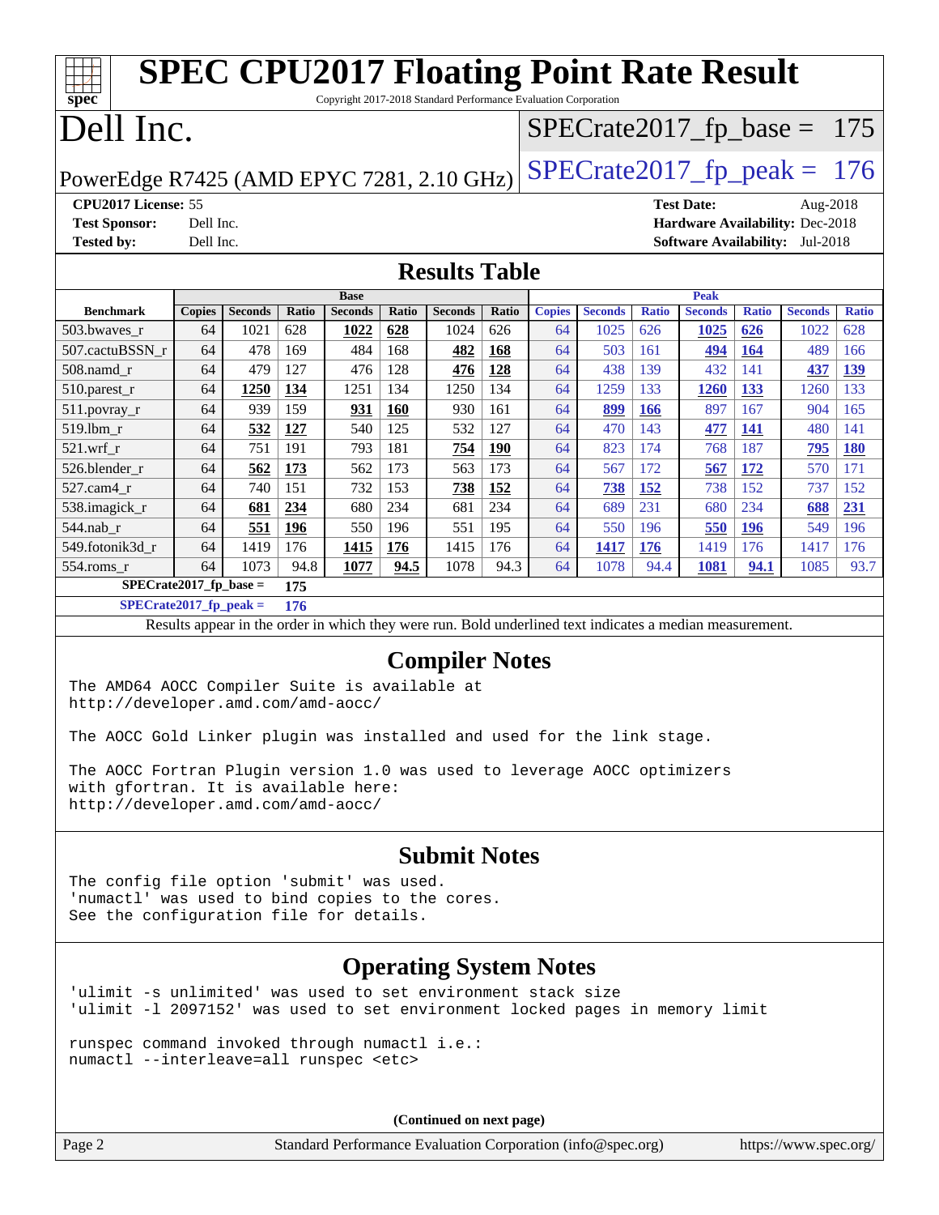# SPEC CPU2017 Floating Point Rate Result

Copyright 2017-2018 Standard Performance Evaluation Corporation

# Dell Inc.

PowerEdge R7425 (AMD EPYC 7281, 2.10 GHz)

SPECrate2017_fp_base = 175

SPECrate2017_fp_peak = 176

**CPU2017 License:** 55
**Test Sponsor:** Dell Inc.
**Tested by:** Dell Inc.
**Test Date:** Aug-2018
**Hardware Availability:** Dec-2018
**Software Availability:** Jul-2018

## Results Table

| Benchmark | Base | | | | | | | Peak | | | | | | |
|---|---|---|---|---|---|---|---|---|---|---|---|---|---|---|
| | Copies | Seconds | Ratio | Seconds | Ratio | Seconds | Ratio | Copies | Seconds | Ratio | Seconds | Ratio | Seconds | Ratio |
| 503.bwaves_r | 64 | 1021 | 628 | **1022** | **628** | 1024 | 626 | 64 | 1025 | 626 | **1025** | **626** | 1022 | 628 |
| 507.cactuBSSN_r | 64 | 478 | 169 | 484 | 168 | **482** | **168** | 64 | 503 | 161 | **494** | **164** | 489 | 166 |
| 508.namd_r | 64 | 479 | 127 | 476 | 128 | **476** | **128** | 64 | 438 | 139 | 432 | 141 | **437** | **139** |
| 510.parest_r | 64 | **1250** | **134** | 1251 | 134 | 1250 | 134 | 64 | 1259 | 133 | **1260** | **133** | 1260 | 133 |
| 511.povray_r | 64 | 939 | 159 | **931** | **160** | 930 | 161 | 64 | **899** | **166** | 897 | 167 | 904 | 165 |
| 519.lbm_r | 64 | **532** | **127** | 540 | 125 | 532 | 127 | 64 | 470 | 143 | **477** | **141** | 480 | 141 |
| 521.wrf_r | 64 | 751 | 191 | 793 | 181 | **754** | **190** | 64 | 823 | 174 | 768 | 187 | **795** | **180** |
| 526.blender_r | 64 | **562** | **173** | 562 | 173 | 563 | 173 | 64 | 567 | 172 | **567** | **172** | 570 | 171 |
| 527.cam4_r | 64 | 740 | 151 | 732 | 153 | **738** | **152** | 64 | **738** | **152** | 738 | 152 | 737 | 152 |
| 538.imagick_r | 64 | **681** | **234** | 680 | 234 | 681 | 234 | 64 | 689 | 231 | 680 | 234 | **688** | **231** |
| 544.nab_r | 64 | **551** | **196** | 550 | 196 | 551 | 195 | 64 | 550 | 196 | **550** | **196** | 549 | 196 |
| 549.fotonik3d_r | 64 | 1419 | 176 | **1415** | **176** | 1415 | 176 | 64 | **1417** | **176** | 1419 | 176 | 1417 | 176 |
| 554.roms_r | 64 | 1073 | 94.8 | **1077** | **94.5** | 1078 | 94.3 | 64 | 1078 | 94.4 | **1081** | **94.1** | 1085 | 93.7 |

**SPECrate2017_fp_base = 175**

**SPECrate2017_fp_peak = 176**

Results appear in the order in which they were run. Bold underlined text indicates a median measurement.

## Compiler Notes

```
The AMD64 AOCC Compiler Suite is available at
http://developer.amd.com/amd-aocc/

The AOCC Gold Linker plugin was installed and used for the link stage.

The AOCC Fortran Plugin version 1.0 was used to leverage AOCC optimizers
with gfortran. It is available here:
http://developer.amd.com/amd-aocc/
```

## Submit Notes

```
The config file option 'submit' was used.
'numactl' was used to bind copies to the cores.
See the configuration file for details.
```

## Operating System Notes

```
'ulimit -s unlimited' was used to set environment stack size
'ulimit -l 2097152' was used to set environment locked pages in memory limit

runspec command invoked through numactl i.e.:
numactl --interleave=all runspec <etc>
```

(Continued on next page)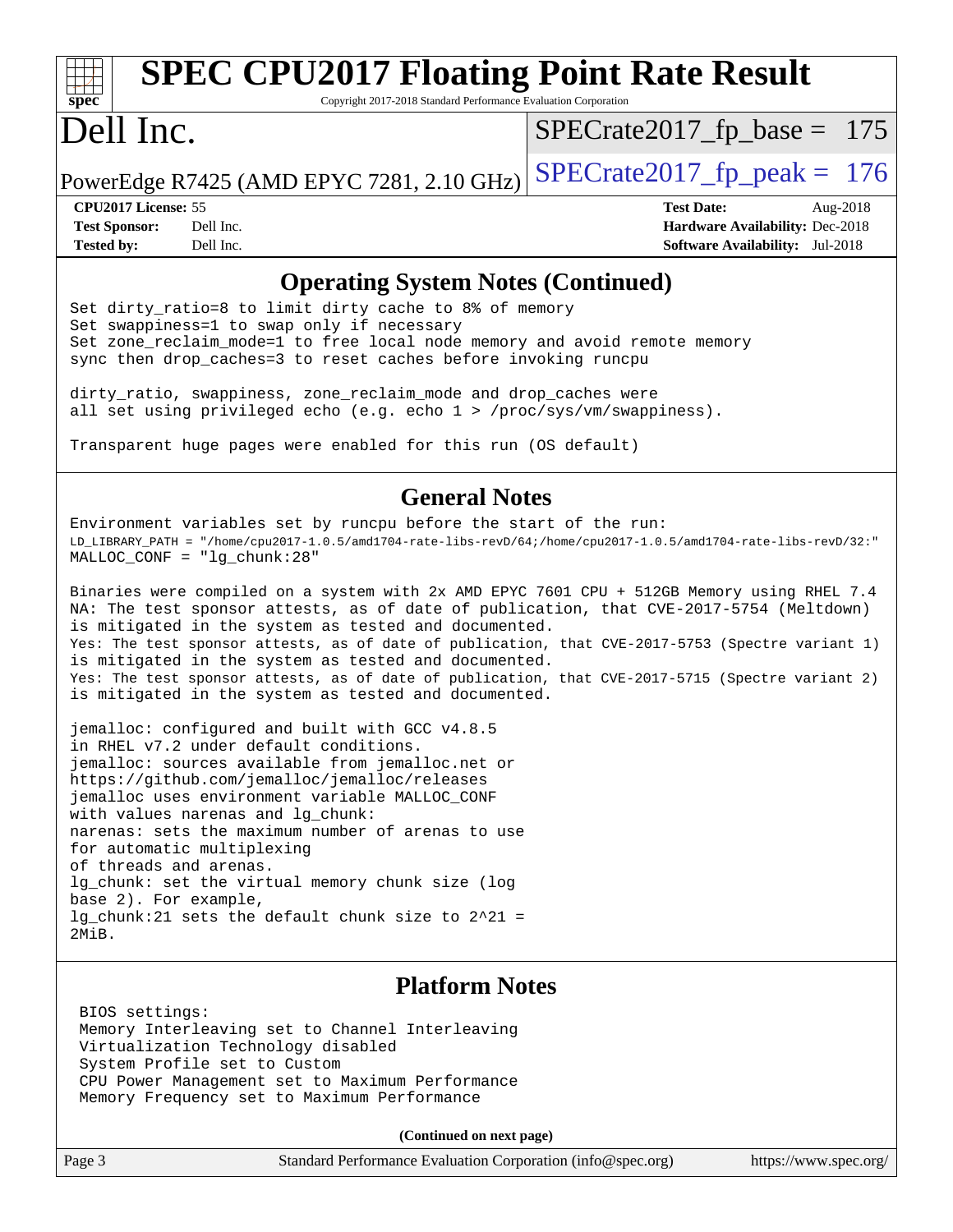# SPEC CPU2017 Floating Point Rate Result

Copyright 2017-2018 Standard Performance Evaluation Corporation

# Dell Inc.

PowerEdge R7425 (AMD EPYC 7281, 2.10 GHz)

SPECrate2017_fp_base = 175

SPECrate2017_fp_peak = 176

**CPU2017 License:** 55
**Test Sponsor:** Dell Inc.
**Tested by:** Dell Inc.

**Test Date:** Aug-2018
**Hardware Availability:** Dec-2018
**Software Availability:** Jul-2018

## Operating System Notes (Continued)

```
Set dirty_ratio=8 to limit dirty cache to 8% of memory
Set swappiness=1 to swap only if necessary
Set zone_reclaim_mode=1 to free local node memory and avoid remote memory
sync then drop_caches=3 to reset caches before invoking runcpu

dirty_ratio, swappiness, zone_reclaim_mode and drop_caches were
all set using privileged echo (e.g. echo 1 > /proc/sys/vm/swappiness).

Transparent huge pages were enabled for this run (OS default)
```

## General Notes

```
Environment variables set by runcpu before the start of the run:
LD_LIBRARY_PATH = "/home/cpu2017-1.0.5/amd1704-rate-libs-revD/64;/home/cpu2017-1.0.5/amd1704-rate-libs-revD/32:"
MALLOC_CONF = "lg_chunk:28"

Binaries were compiled on a system with 2x AMD EPYC 7601 CPU + 512GB Memory using RHEL 7.4
NA: The test sponsor attests, as of date of publication, that CVE-2017-5754 (Meltdown)
is mitigated in the system as tested and documented.
Yes: The test sponsor attests, as of date of publication, that CVE-2017-5753 (Spectre variant 1)
is mitigated in the system as tested and documented.
Yes: The test sponsor attests, as of date of publication, that CVE-2017-5715 (Spectre variant 2)
is mitigated in the system as tested and documented.

jemalloc: configured and built with GCC v4.8.5
in RHEL v7.2 under default conditions.
jemalloc: sources available from jemalloc.net or
https://github.com/jemalloc/jemalloc/releases
jemalloc uses environment variable MALLOC_CONF
with values narenas and lg_chunk:
narenas: sets the maximum number of arenas to use
for automatic multiplexing
of threads and arenas.
lg_chunk: set the virtual memory chunk size (log
base 2). For example,
lg_chunk:21 sets the default chunk size to 2^21 =
2MiB.
```

## Platform Notes

```
BIOS settings:
Memory Interleaving set to Channel Interleaving
Virtualization Technology disabled
System Profile set to Custom
CPU Power Management set to Maximum Performance
Memory Frequency set to Maximum Performance
```

**(Continued on next page)**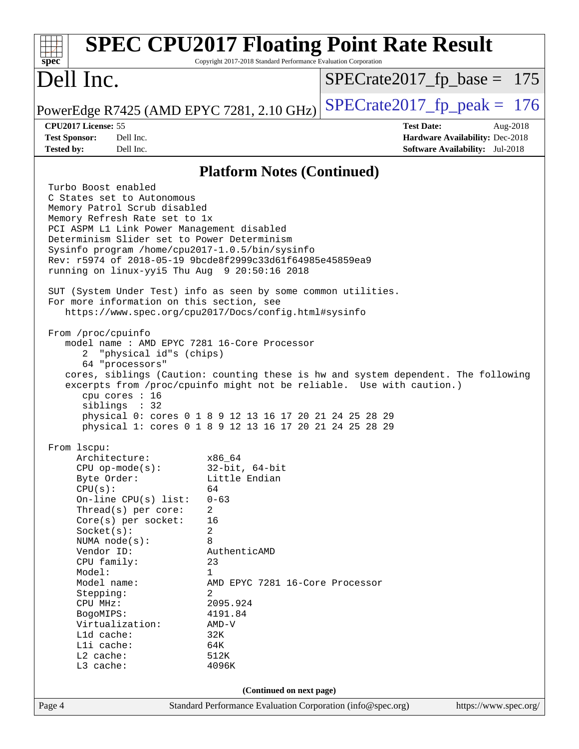## Platform Notes (Continued)

```
Turbo Boost enabled
C States set to Autonomous
Memory Patrol Scrub disabled
Memory Refresh Rate set to 1x
PCI ASPM L1 Link Power Management disabled
Determinism Slider set to Power Determinism
Sysinfo program /home/cpu2017-1.0.5/bin/sysinfo
Rev: r5974 of 2018-05-19 9bcde8f2999c33d61f64985e45859ea9
running on linux-yyi5 Thu Aug  9 20:50:16 2018

SUT (System Under Test) info as seen by some common utilities.
For more information on this section, see
   https://www.spec.org/cpu2017/Docs/config.html#sysinfo

From /proc/cpuinfo
   model name : AMD EPYC 7281 16-Core Processor
      2  "physical id"s (chips)
      64 "processors"
   cores, siblings (Caution: counting these is hw and system dependent. The following
   excerpts from /proc/cpuinfo might not be reliable.  Use with caution.)
      cpu cores : 16
      siblings  : 32
      physical 0: cores 0 1 8 9 12 13 16 17 20 21 24 25 28 29
      physical 1: cores 0 1 8 9 12 13 16 17 20 21 24 25 28 29

From lscpu:
     Architecture:          x86_64
     CPU op-mode(s):        32-bit, 64-bit
     Byte Order:            Little Endian
     CPU(s):                64
     On-line CPU(s) list:   0-63
     Thread(s) per core:    2
     Core(s) per socket:    16
     Socket(s):             2
     NUMA node(s):          8
     Vendor ID:             AuthenticAMD
     CPU family:            23
     Model:                 1
     Model name:            AMD EPYC 7281 16-Core Processor
     Stepping:              2
     CPU MHz:               2095.924
     BogoMIPS:              4191.84
     Virtualization:        AMD-V
     L1d cache:             32K
     L1i cache:             64K
     L2 cache:              512K
     L3 cache:              4096K
```

(Continued on next page)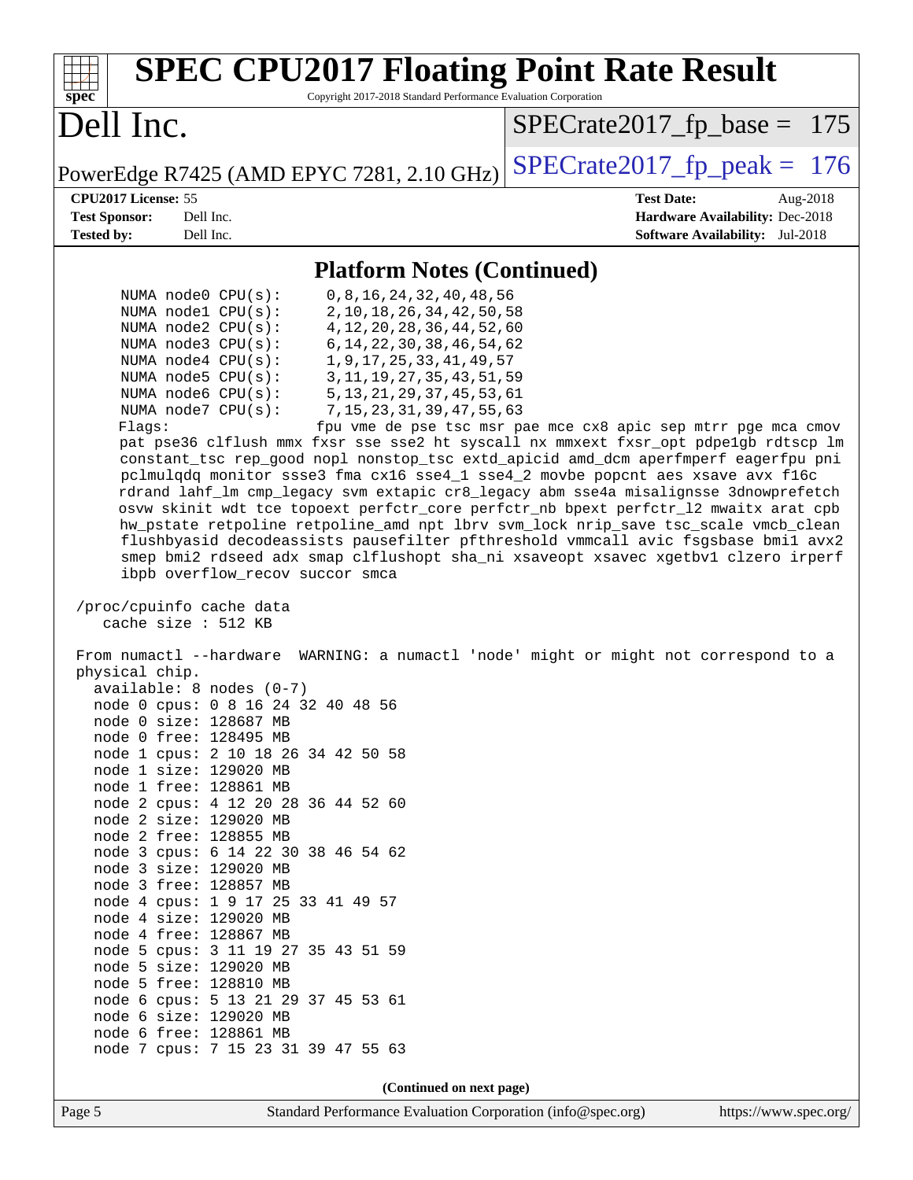## Platform Notes (Continued)

```
     NUMA node0 CPU(s):     0,8,16,24,32,40,48,56
     NUMA node1 CPU(s):     2,10,18,26,34,42,50,58
     NUMA node2 CPU(s):     4,12,20,28,36,44,52,60
     NUMA node3 CPU(s):     6,14,22,30,38,46,54,62
     NUMA node4 CPU(s):     1,9,17,25,33,41,49,57
     NUMA node5 CPU(s):     3,11,19,27,35,43,51,59
     NUMA node6 CPU(s):     5,13,21,29,37,45,53,61
     NUMA node7 CPU(s):     7,15,23,31,39,47,55,63
     Flags:                 fpu vme de pse tsc msr pae mce cx8 apic sep mtrr pge mca cmov
     pat pse36 clflush mmx fxsr sse sse2 ht syscall nx mmxext fxsr_opt pdpe1gb rdtscp lm
     constant_tsc rep_good nopl nonstop_tsc extd_apicid amd_dcm aperfmperf eagerfpu pni
     pclmulqdq monitor ssse3 fma cx16 sse4_1 sse4_2 movbe popcnt aes xsave avx f16c
     rdrand lahf_lm cmp_legacy svm extapic cr8_legacy abm sse4a misalignsse 3dnowprefetch
     osvw skinit wdt tce topoext perfctr_core perfctr_nb bpext perfctr_l2 mwaitx arat cpb
     hw_pstate retpoline retpoline_amd npt lbrv svm_lock nrip_save tsc_scale vmcb_clean
     flushbyasid decodeassists pausefilter pfthreshold vmmcall avic fsgsbase bmi1 avx2
     smep bmi2 rdseed adx smap clflushopt sha_ni xsaveopt xsavec xgetbv1 clzero irperf
     ibpb overflow_recov succor smca

 /proc/cpuinfo cache data
    cache size : 512 KB

 From numactl --hardware  WARNING: a numactl 'node' might or might not correspond to a
 physical chip.
   available: 8 nodes (0-7)
   node 0 cpus: 0 8 16 24 32 40 48 56
   node 0 size: 128687 MB
   node 0 free: 128495 MB
   node 1 cpus: 2 10 18 26 34 42 50 58
   node 1 size: 129020 MB
   node 1 free: 128861 MB
   node 2 cpus: 4 12 20 28 36 44 52 60
   node 2 size: 129020 MB
   node 2 free: 128855 MB
   node 3 cpus: 6 14 22 30 38 46 54 62
   node 3 size: 129020 MB
   node 3 free: 128857 MB
   node 4 cpus: 1 9 17 25 33 41 49 57
   node 4 size: 129020 MB
   node 4 free: 128867 MB
   node 5 cpus: 3 11 19 27 35 43 51 59
   node 5 size: 129020 MB
   node 5 free: 128810 MB
   node 6 cpus: 5 13 21 29 37 45 53 61
   node 6 size: 129020 MB
   node 6 free: 128861 MB
   node 7 cpus: 7 15 23 31 39 47 55 63
```

(Continued on next page)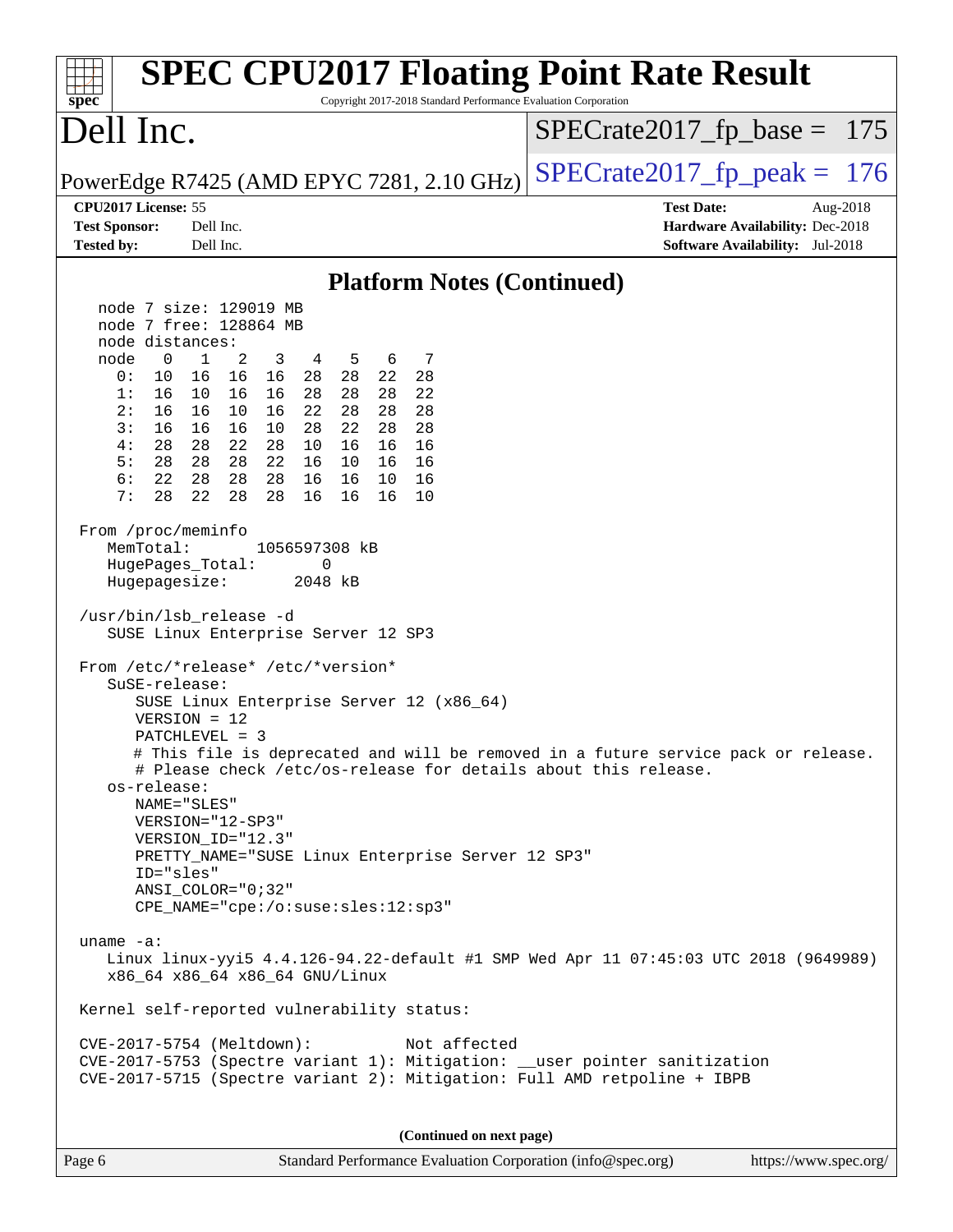# SPEC CPU2017 Floating Point Rate Result

Copyright 2017-2018 Standard Performance Evaluation Corporation

## Dell Inc.

PowerEdge R7425 (AMD EPYC 7281, 2.10 GHz)

SPECrate2017_fp_base = 175

SPECrate2017_fp_peak = 176

**CPU2017 License:** 55
**Test Sponsor:** Dell Inc.
**Tested by:** Dell Inc.

**Test Date:** Aug-2018
**Hardware Availability:** Dec-2018
**Software Availability:** Jul-2018

### Platform Notes (Continued)

```
    node 7 size: 129019 MB
    node 7 free: 128864 MB
    node distances:
    node   0   1   2   3   4   5   6   7
      0:  10  16  16  16  28  28  22  28
      1:  16  10  16  16  28  28  28  22
      2:  16  16  10  16  22  28  28  28
      3:  16  16  16  10  28  22  28  28
      4:  28  28  22  28  10  16  16  16
      5:  28  28  28  22  16  10  16  16
      6:  22  28  28  28  16  16  10  16
      7:  28  22  28  28  16  16  16  10

 From /proc/meminfo
    MemTotal:       1056597308 kB
    HugePages_Total:       0
    Hugepagesize:       2048 kB

 /usr/bin/lsb_release -d
    SUSE Linux Enterprise Server 12 SP3

 From /etc/*release* /etc/*version*
    SuSE-release:
       SUSE Linux Enterprise Server 12 (x86_64)
       VERSION = 12
       PATCHLEVEL = 3
       # This file is deprecated and will be removed in a future service pack or release.
       # Please check /etc/os-release for details about this release.
    os-release:
       NAME="SLES"
       VERSION="12-SP3"
       VERSION_ID="12.3"
       PRETTY_NAME="SUSE Linux Enterprise Server 12 SP3"
       ID="sles"
       ANSI_COLOR="0;32"
       CPE_NAME="cpe:/o:suse:sles:12:sp3"

 uname -a:
    Linux linux-yyi5 4.4.126-94.22-default #1 SMP Wed Apr 11 07:45:03 UTC 2018 (9649989)
    x86_64 x86_64 x86_64 GNU/Linux

 Kernel self-reported vulnerability status:

 CVE-2017-5754 (Meltdown):          Not affected
 CVE-2017-5753 (Spectre variant 1): Mitigation: __user pointer sanitization
 CVE-2017-5715 (Spectre variant 2): Mitigation: Full AMD retpoline + IBPB
```

(Continued on next page)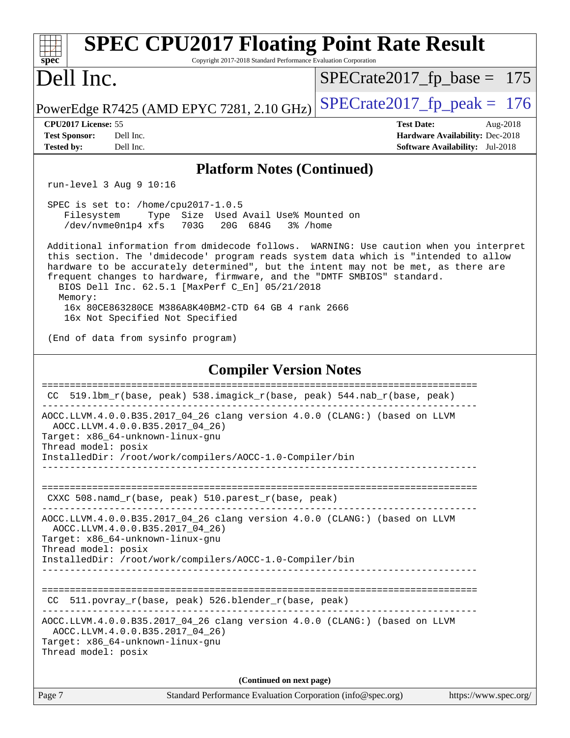# SPEC CPU2017 Floating Point Rate Result

Copyright 2017-2018 Standard Performance Evaluation Corporation

# Dell Inc.

PowerEdge R7425 (AMD EPYC 7281, 2.10 GHz)

SPECrate2017_fp_base = 175

SPECrate2017_fp_peak = 176

**CPU2017 License:** 55
**Test Sponsor:** Dell Inc.
**Tested by:** Dell Inc.

**Test Date:** Aug-2018
**Hardware Availability:** Dec-2018
**Software Availability:** Jul-2018

## Platform Notes (Continued)

```
run-level 3 Aug 9 10:16

SPEC is set to: /home/cpu2017-1.0.5
   Filesystem     Type  Size  Used Avail Use% Mounted on
   /dev/nvme0n1p4 xfs   703G   20G  684G   3% /home

Additional information from dmidecode follows.  WARNING: Use caution when you interpret
this section. The 'dmidecode' program reads system data which is "intended to allow
hardware to be accurately determined", but the intent may not be met, as there are
frequent changes to hardware, firmware, and the "DMTF SMBIOS" standard.
  BIOS Dell Inc. 62.5.1 [MaxPerf C_En] 05/21/2018
  Memory:
   16x 80CE863280CE M386A8K40BM2-CTD 64 GB 4 rank 2666
   16x Not Specified Not Specified

(End of data from sysinfo program)
```

## Compiler Version Notes

```
==============================================================================
 CC  519.lbm_r(base, peak) 538.imagick_r(base, peak) 544.nab_r(base, peak)
------------------------------------------------------------------------------
AOCC.LLVM.4.0.0.B35.2017_04_26 clang version 4.0.0 (CLANG:) (based on LLVM
  AOCC.LLVM.4.0.0.B35.2017_04_26)
Target: x86_64-unknown-linux-gnu
Thread model: posix
InstalledDir: /root/work/compilers/AOCC-1.0-Compiler/bin
------------------------------------------------------------------------------

==============================================================================
 CXXC 508.namd_r(base, peak) 510.parest_r(base, peak)
------------------------------------------------------------------------------
AOCC.LLVM.4.0.0.B35.2017_04_26 clang version 4.0.0 (CLANG:) (based on LLVM
  AOCC.LLVM.4.0.0.B35.2017_04_26)
Target: x86_64-unknown-linux-gnu
Thread model: posix
InstalledDir: /root/work/compilers/AOCC-1.0-Compiler/bin
------------------------------------------------------------------------------

==============================================================================
 CC  511.povray_r(base, peak) 526.blender_r(base, peak)
------------------------------------------------------------------------------
AOCC.LLVM.4.0.0.B35.2017_04_26 clang version 4.0.0 (CLANG:) (based on LLVM
  AOCC.LLVM.4.0.0.B35.2017_04_26)
Target: x86_64-unknown-linux-gnu
Thread model: posix
```

**(Continued on next page)**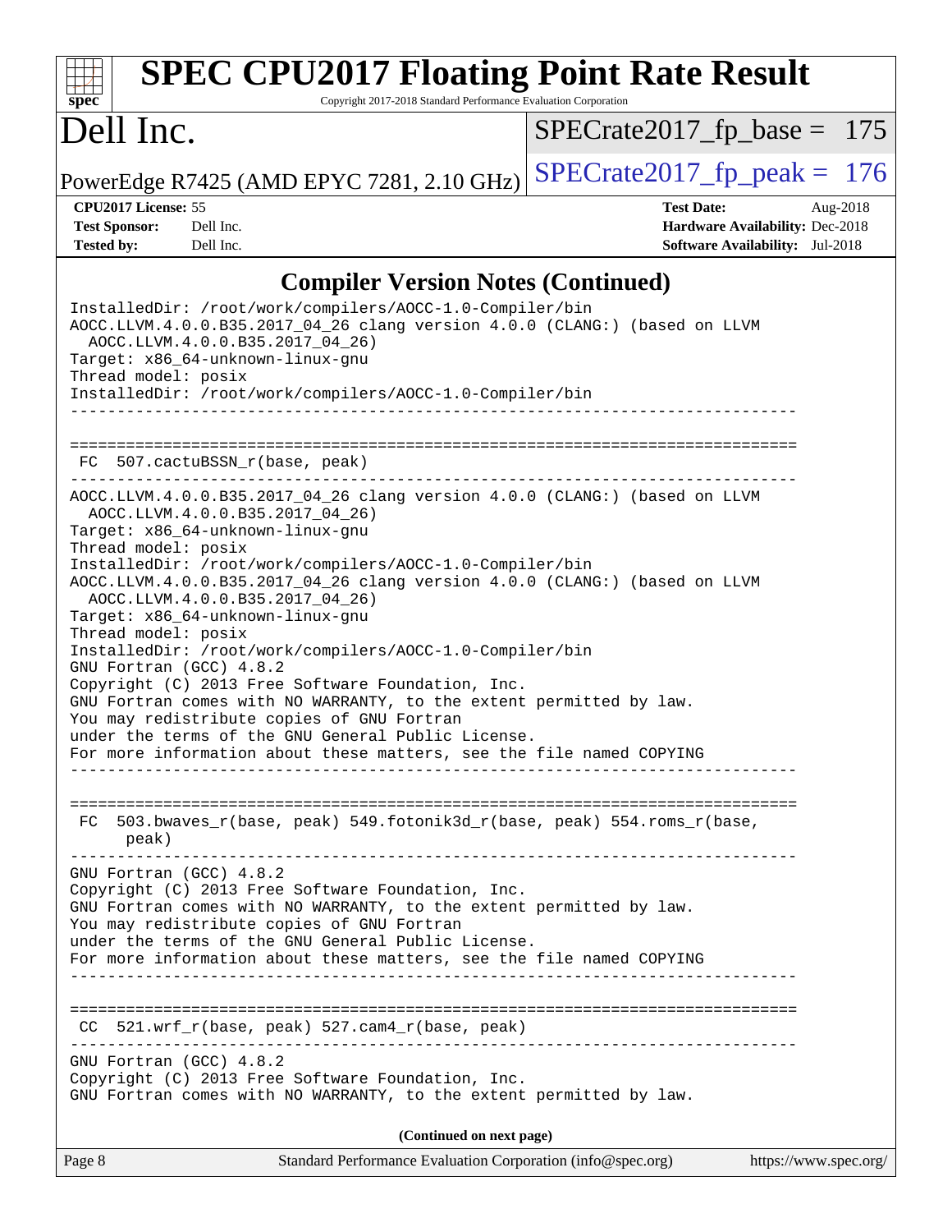# SPEC CPU2017 Floating Point Rate Result

Copyright 2017-2018 Standard Performance Evaluation Corporation

## Dell Inc.

PowerEdge R7425 (AMD EPYC 7281, 2.10 GHz)

SPECrate2017_fp_base = 175

SPECrate2017_fp_peak = 176

**CPU2017 License:** 55
**Test Sponsor:** Dell Inc.
**Tested by:** Dell Inc.

**Test Date:** Aug-2018
**Hardware Availability:** Dec-2018
**Software Availability:** Jul-2018

## Compiler Version Notes (Continued)

```
InstalledDir: /root/work/compilers/AOCC-1.0-Compiler/bin
AOCC.LLVM.4.0.0.B35.2017_04_26 clang version 4.0.0 (CLANG:) (based on LLVM
  AOCC.LLVM.4.0.0.B35.2017_04_26)
Target: x86_64-unknown-linux-gnu
Thread model: posix
InstalledDir: /root/work/compilers/AOCC-1.0-Compiler/bin
------------------------------------------------------------------------------

==============================================================================
 FC  507.cactuBSSN_r(base, peak)
------------------------------------------------------------------------------
AOCC.LLVM.4.0.0.B35.2017_04_26 clang version 4.0.0 (CLANG:) (based on LLVM
  AOCC.LLVM.4.0.0.B35.2017_04_26)
Target: x86_64-unknown-linux-gnu
Thread model: posix
InstalledDir: /root/work/compilers/AOCC-1.0-Compiler/bin
AOCC.LLVM.4.0.0.B35.2017_04_26 clang version 4.0.0 (CLANG:) (based on LLVM
  AOCC.LLVM.4.0.0.B35.2017_04_26)
Target: x86_64-unknown-linux-gnu
Thread model: posix
InstalledDir: /root/work/compilers/AOCC-1.0-Compiler/bin
GNU Fortran (GCC) 4.8.2
Copyright (C) 2013 Free Software Foundation, Inc.
GNU Fortran comes with NO WARRANTY, to the extent permitted by law.
You may redistribute copies of GNU Fortran
under the terms of the GNU General Public License.
For more information about these matters, see the file named COPYING
------------------------------------------------------------------------------

==============================================================================
 FC  503.bwaves_r(base, peak) 549.fotonik3d_r(base, peak) 554.roms_r(base,
     peak)
------------------------------------------------------------------------------
GNU Fortran (GCC) 4.8.2
Copyright (C) 2013 Free Software Foundation, Inc.
GNU Fortran comes with NO WARRANTY, to the extent permitted by law.
You may redistribute copies of GNU Fortran
under the terms of the GNU General Public License.
For more information about these matters, see the file named COPYING
------------------------------------------------------------------------------

==============================================================================
 CC  521.wrf_r(base, peak) 527.cam4_r(base, peak)
------------------------------------------------------------------------------
GNU Fortran (GCC) 4.8.2
Copyright (C) 2013 Free Software Foundation, Inc.
GNU Fortran comes with NO WARRANTY, to the extent permitted by law.
```

**(Continued on next page)**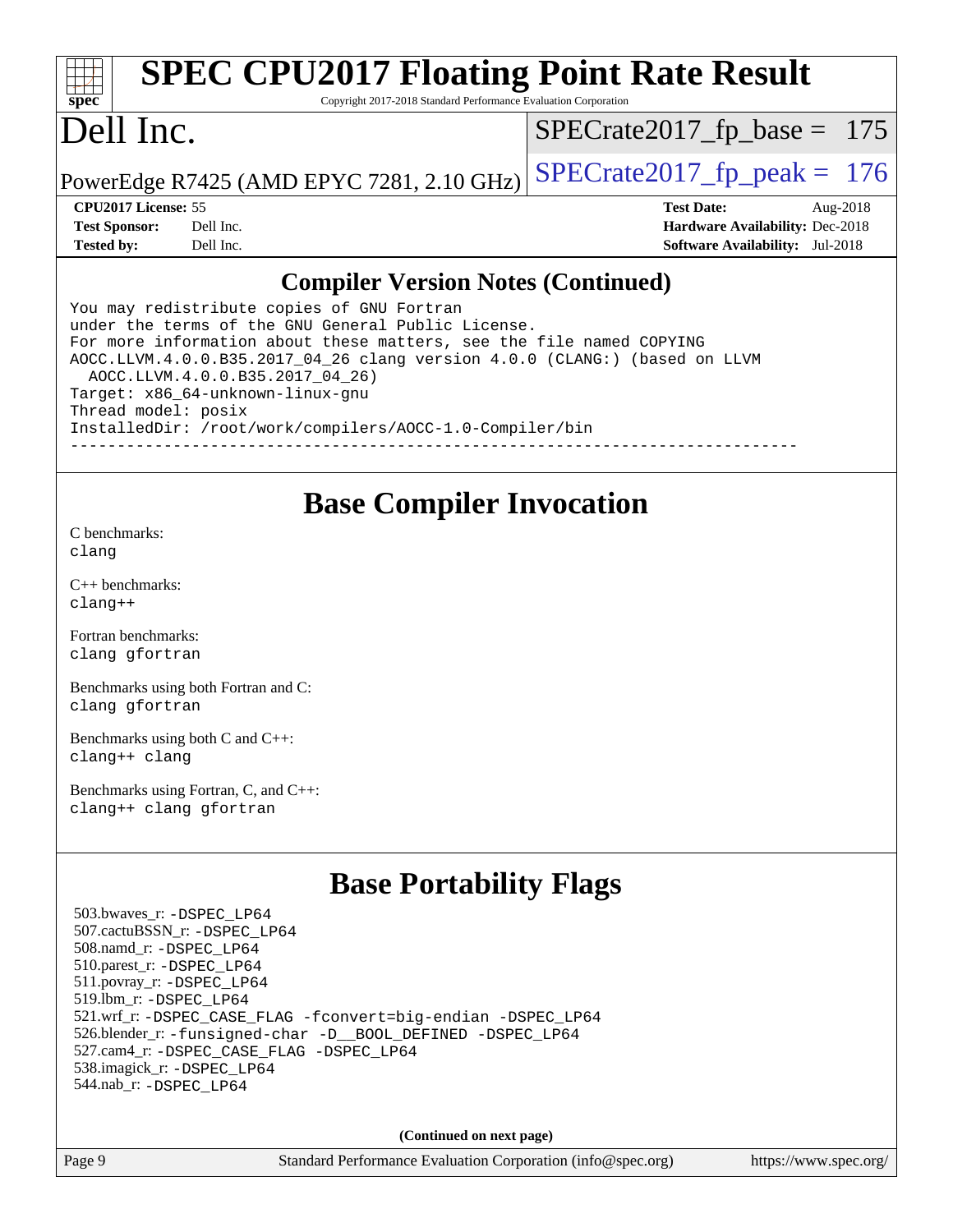# SPEC CPU2017 Floating Point Rate Result

Copyright 2017-2018 Standard Performance Evaluation Corporation

# Dell Inc.

PowerEdge R7425 (AMD EPYC 7281, 2.10 GHz)

SPECrate2017_fp_base = 175

SPECrate2017_fp_peak = 176

**CPU2017 License:** 55
**Test Sponsor:** Dell Inc.
**Tested by:** Dell Inc.

**Test Date:** Aug-2018
**Hardware Availability:** Dec-2018
**Software Availability:** Jul-2018

## Compiler Version Notes (Continued)

```
You may redistribute copies of GNU Fortran
under the terms of the GNU General Public License.
For more information about these matters, see the file named COPYING
AOCC.LLVM.4.0.0.B35.2017_04_26 clang version 4.0.0 (CLANG:) (based on LLVM
  AOCC.LLVM.4.0.0.B35.2017_04_26)
Target: x86_64-unknown-linux-gnu
Thread model: posix
InstalledDir: /root/work/compilers/AOCC-1.0-Compiler/bin
------------------------------------------------------------------------------
```

## Base Compiler Invocation

C benchmarks:
clang

C++ benchmarks:
clang++

Fortran benchmarks:
clang gfortran

Benchmarks using both Fortran and C:
clang gfortran

Benchmarks using both C and C++:
clang++ clang

Benchmarks using Fortran, C, and C++:
clang++ clang gfortran

## Base Portability Flags

503.bwaves_r: -DSPEC_LP64
507.cactuBSSN_r: -DSPEC_LP64
508.namd_r: -DSPEC_LP64
510.parest_r: -DSPEC_LP64
511.povray_r: -DSPEC_LP64
519.lbm_r: -DSPEC_LP64
521.wrf_r: -DSPEC_CASE_FLAG -fconvert=big-endian -DSPEC_LP64
526.blender_r: -funsigned-char -D__BOOL_DEFINED -DSPEC_LP64
527.cam4_r: -DSPEC_CASE_FLAG -DSPEC_LP64
538.imagick_r: -DSPEC_LP64
544.nab_r: -DSPEC_LP64

**(Continued on next page)**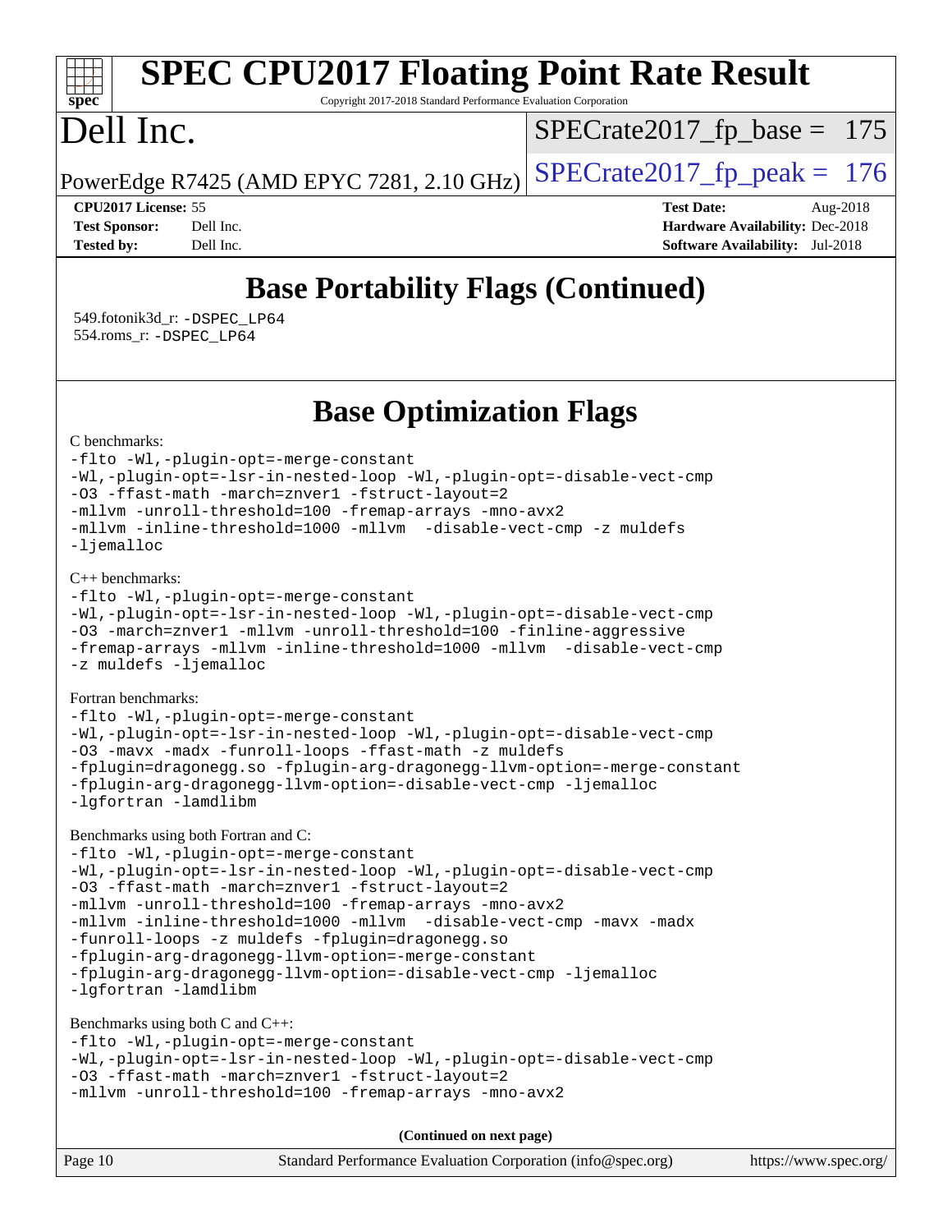## Base Portability Flags (Continued)

549.fotonik3d_r: -DSPEC_LP64
554.roms_r: -DSPEC_LP64

## Base Optimization Flags

C benchmarks:

```
-flto -Wl,-plugin-opt=-merge-constant
-Wl,-plugin-opt=-lsr-in-nested-loop -Wl,-plugin-opt=-disable-vect-cmp
-O3 -ffast-math -march=znver1 -fstruct-layout=2
-mllvm -unroll-threshold=100 -fremap-arrays -mno-avx2
-mllvm -inline-threshold=1000 -mllvm  -disable-vect-cmp -z muldefs
-ljemalloc
```

C++ benchmarks:

```
-flto -Wl,-plugin-opt=-merge-constant
-Wl,-plugin-opt=-lsr-in-nested-loop -Wl,-plugin-opt=-disable-vect-cmp
-O3 -march=znver1 -mllvm -unroll-threshold=100 -finline-aggressive
-fremap-arrays -mllvm -inline-threshold=1000 -mllvm  -disable-vect-cmp
-z muldefs -ljemalloc
```

Fortran benchmarks:

```
-flto -Wl,-plugin-opt=-merge-constant
-Wl,-plugin-opt=-lsr-in-nested-loop -Wl,-plugin-opt=-disable-vect-cmp
-O3 -mavx -madx -funroll-loops -ffast-math -z muldefs
-fplugin=dragonegg.so -fplugin-arg-dragonegg-llvm-option=-merge-constant
-fplugin-arg-dragonegg-llvm-option=-disable-vect-cmp -ljemalloc
-lgfortran -lamdlibm
```

Benchmarks using both Fortran and C:

```
-flto -Wl,-plugin-opt=-merge-constant
-Wl,-plugin-opt=-lsr-in-nested-loop -Wl,-plugin-opt=-disable-vect-cmp
-O3 -ffast-math -march=znver1 -fstruct-layout=2
-mllvm -unroll-threshold=100 -fremap-arrays -mno-avx2
-mllvm -inline-threshold=1000 -mllvm  -disable-vect-cmp -mavx -madx
-funroll-loops -z muldefs -fplugin=dragonegg.so
-fplugin-arg-dragonegg-llvm-option=-merge-constant
-fplugin-arg-dragonegg-llvm-option=-disable-vect-cmp -ljemalloc
-lgfortran -lamdlibm
```

Benchmarks using both C and C++:

```
-flto -Wl,-plugin-opt=-merge-constant
-Wl,-plugin-opt=-lsr-in-nested-loop -Wl,-plugin-opt=-disable-vect-cmp
-O3 -ffast-math -march=znver1 -fstruct-layout=2
-mllvm -unroll-threshold=100 -fremap-arrays -mno-avx2
```

**(Continued on next page)**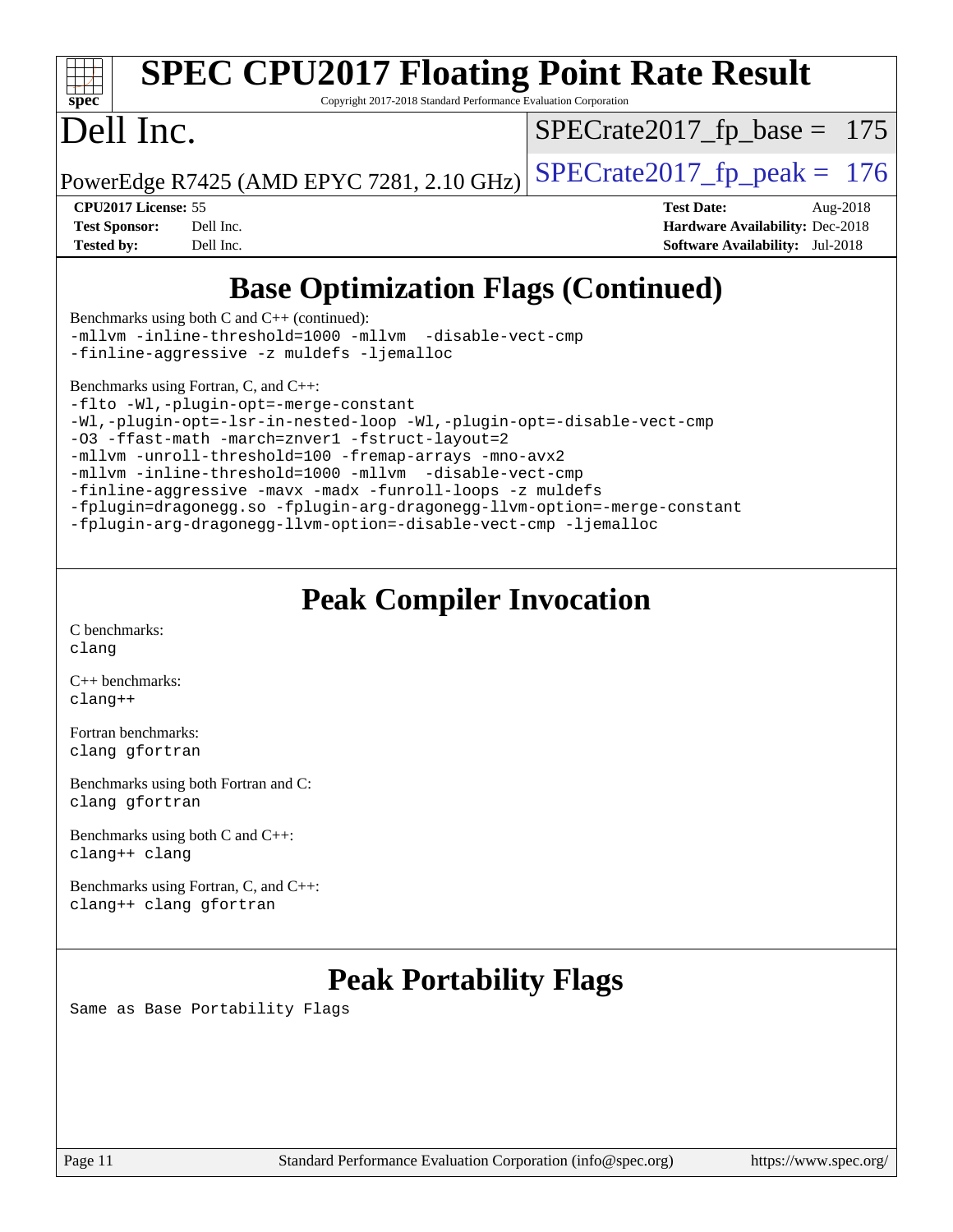# SPEC CPU2017 Floating Point Rate Result

Copyright 2017-2018 Standard Performance Evaluation Corporation

# Dell Inc.

PowerEdge R7425 (AMD EPYC 7281, 2.10 GHz)

SPECrate2017_fp_base = 175

SPECrate2017_fp_peak = 176

**CPU2017 License:** 55
**Test Sponsor:** Dell Inc.
**Tested by:** Dell Inc.

**Test Date:** Aug-2018
**Hardware Availability:** Dec-2018
**Software Availability:** Jul-2018

## Base Optimization Flags (Continued)

Benchmarks using both C and C++ (continued):

```
-mllvm -inline-threshold=1000 -mllvm  -disable-vect-cmp
-finline-aggressive -z muldefs -ljemalloc
```

Benchmarks using Fortran, C, and C++:

```
-flto -Wl,-plugin-opt=-merge-constant
-Wl,-plugin-opt=-lsr-in-nested-loop -Wl,-plugin-opt=-disable-vect-cmp
-O3 -ffast-math -march=znver1 -fstruct-layout=2
-mllvm -unroll-threshold=100 -fremap-arrays -mno-avx2
-mllvm -inline-threshold=1000 -mllvm  -disable-vect-cmp
-finline-aggressive -mavx -madx -funroll-loops -z muldefs
-fplugin=dragonegg.so -fplugin-arg-dragonegg-llvm-option=-merge-constant
-fplugin-arg-dragonegg-llvm-option=-disable-vect-cmp -ljemalloc
```

## Peak Compiler Invocation

C benchmarks:
```
clang
```

C++ benchmarks:
```
clang++
```

Fortran benchmarks:
```
clang gfortran
```

Benchmarks using both Fortran and C:
```
clang gfortran
```

Benchmarks using both C and C++:
```
clang++ clang
```

Benchmarks using Fortran, C, and C++:
```
clang++ clang gfortran
```

## Peak Portability Flags

Same as Base Portability Flags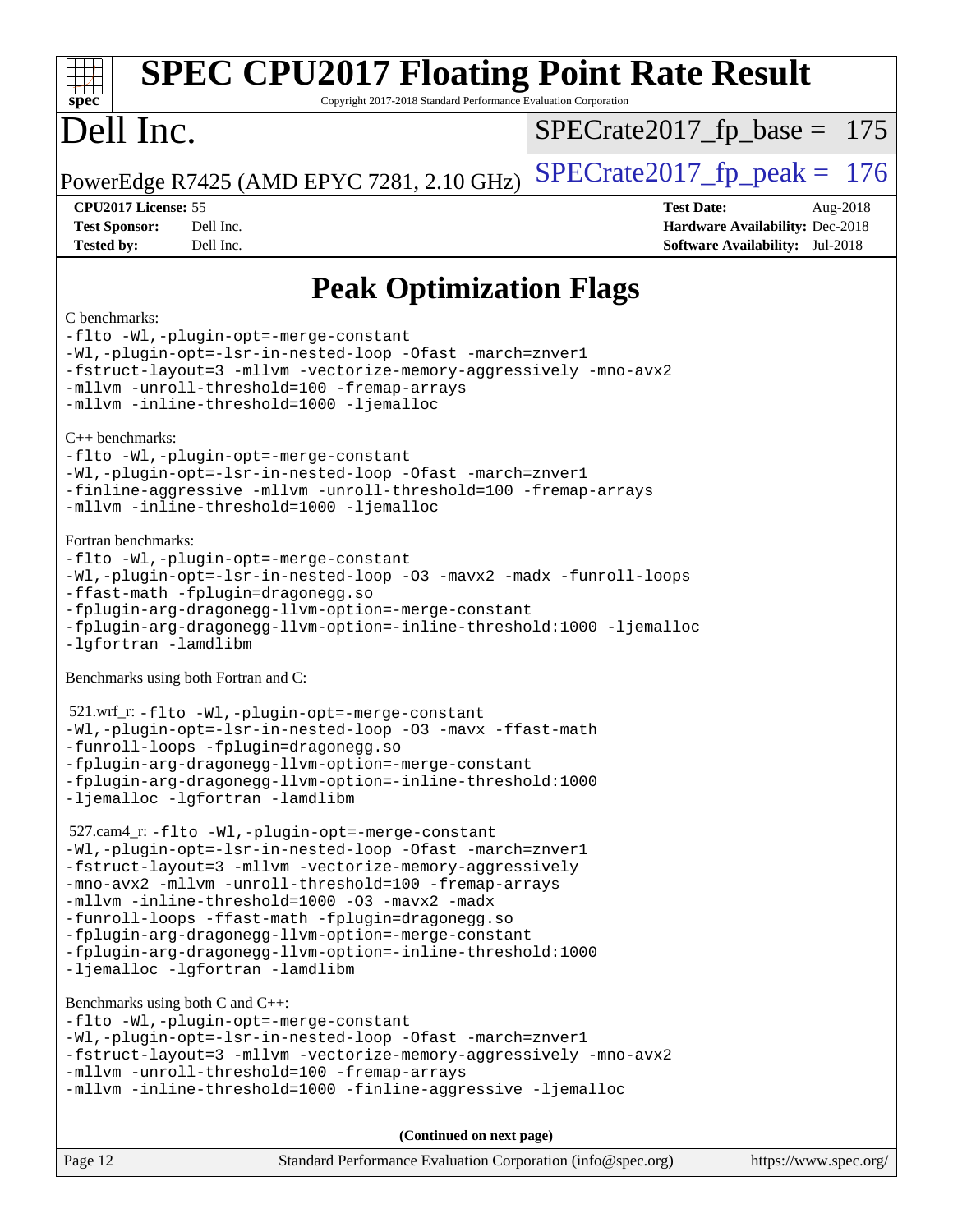# Peak Optimization Flags

C benchmarks:

```
-flto -Wl,-plugin-opt=-merge-constant
-Wl,-plugin-opt=-lsr-in-nested-loop -Ofast -march=znver1
-fstruct-layout=3 -mllvm -vectorize-memory-aggressively -mno-avx2
-mllvm -unroll-threshold=100 -fremap-arrays
-mllvm -inline-threshold=1000 -ljemalloc
```

C++ benchmarks:

```
-flto -Wl,-plugin-opt=-merge-constant
-Wl,-plugin-opt=-lsr-in-nested-loop -Ofast -march=znver1
-finline-aggressive -mllvm -unroll-threshold=100 -fremap-arrays
-mllvm -inline-threshold=1000 -ljemalloc
```

Fortran benchmarks:

```
-flto -Wl,-plugin-opt=-merge-constant
-Wl,-plugin-opt=-lsr-in-nested-loop -O3 -mavx2 -madx -funroll-loops
-ffast-math -fplugin=dragonegg.so
-fplugin-arg-dragonegg-llvm-option=-merge-constant
-fplugin-arg-dragonegg-llvm-option=-inline-threshold:1000 -ljemalloc
-lgfortran -lamdlibm
```

Benchmarks using both Fortran and C:

521.wrf_r:
```
-flto -Wl,-plugin-opt=-merge-constant
-Wl,-plugin-opt=-lsr-in-nested-loop -O3 -mavx -ffast-math
-funroll-loops -fplugin=dragonegg.so
-fplugin-arg-dragonegg-llvm-option=-merge-constant
-fplugin-arg-dragonegg-llvm-option=-inline-threshold:1000
-ljemalloc -lgfortran -lamdlibm
```

527.cam4_r:
```
-flto -Wl,-plugin-opt=-merge-constant
-Wl,-plugin-opt=-lsr-in-nested-loop -Ofast -march=znver1
-fstruct-layout=3 -mllvm -vectorize-memory-aggressively
-mno-avx2 -mllvm -unroll-threshold=100 -fremap-arrays
-mllvm -inline-threshold=1000 -O3 -mavx2 -madx
-funroll-loops -ffast-math -fplugin=dragonegg.so
-fplugin-arg-dragonegg-llvm-option=-merge-constant
-fplugin-arg-dragonegg-llvm-option=-inline-threshold:1000
-ljemalloc -lgfortran -lamdlibm
```

Benchmarks using both C and C++:

```
-flto -Wl,-plugin-opt=-merge-constant
-Wl,-plugin-opt=-lsr-in-nested-loop -Ofast -march=znver1
-fstruct-layout=3 -mllvm -vectorize-memory-aggressively -mno-avx2
-mllvm -unroll-threshold=100 -fremap-arrays
-mllvm -inline-threshold=1000 -finline-aggressive -ljemalloc
```

**(Continued on next page)**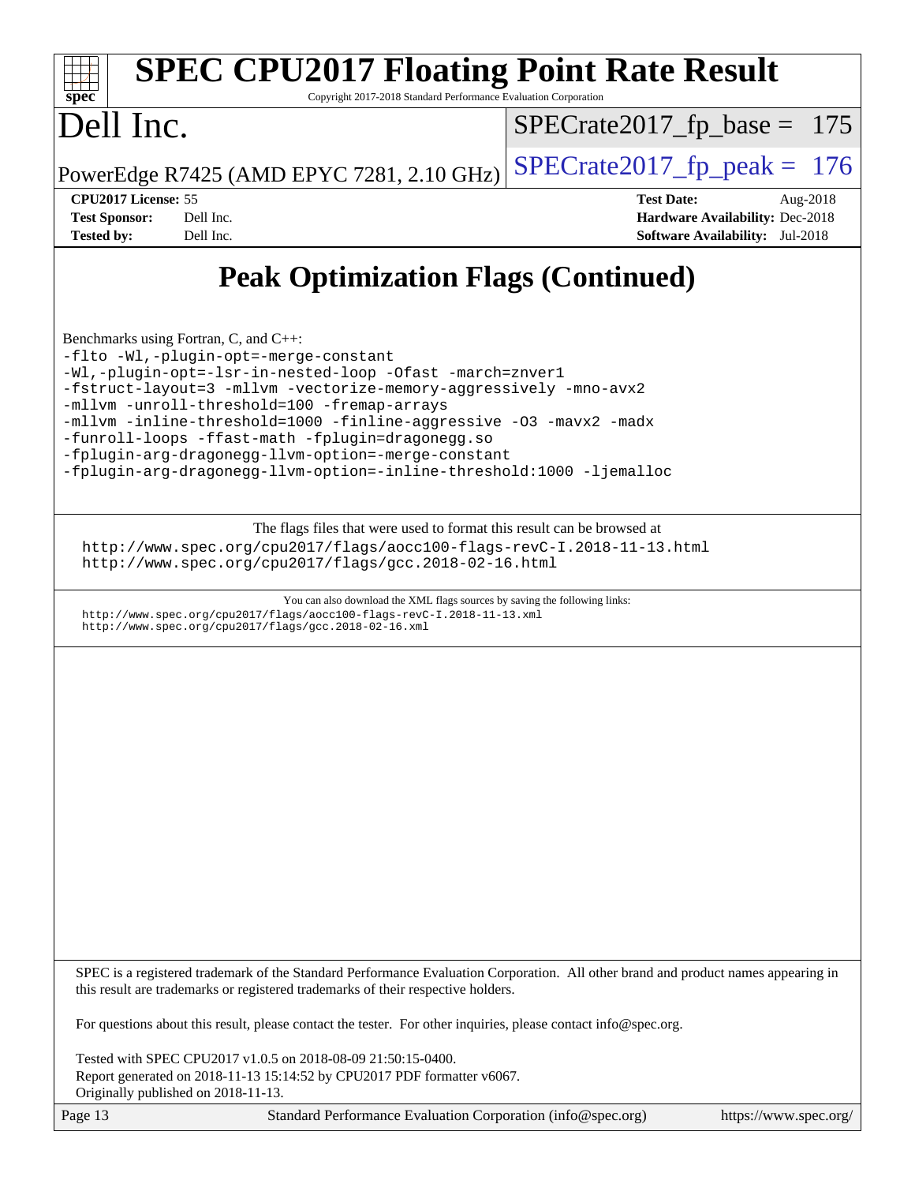# SPEC CPU2017 Floating Point Rate Result

Copyright 2017-2018 Standard Performance Evaluation Corporation

# Dell Inc.

PowerEdge R7425 (AMD EPYC 7281, 2.10 GHz)

SPECrate2017_fp_base = 175

SPECrate2017_fp_peak = 176

**CPU2017 License:** 55
**Test Sponsor:** Dell Inc.
**Tested by:** Dell Inc.

**Test Date:** Aug-2018
**Hardware Availability:** Dec-2018
**Software Availability:** Jul-2018

## Peak Optimization Flags (Continued)

Benchmarks using Fortran, C, and C++:

```
-flto -Wl,-plugin-opt=-merge-constant
-Wl,-plugin-opt=-lsr-in-nested-loop -Ofast -march=znver1
-fstruct-layout=3 -mllvm -vectorize-memory-aggressively -mno-avx2
-mllvm -unroll-threshold=100 -fremap-arrays
-mllvm -inline-threshold=1000 -finline-aggressive -O3 -mavx2 -madx
-funroll-loops -ffast-math -fplugin=dragonegg.so
-fplugin-arg-dragonegg-llvm-option=-merge-constant
-fplugin-arg-dragonegg-llvm-option=-inline-threshold:1000 -ljemalloc
```

The flags files that were used to format this result can be browsed at
http://www.spec.org/cpu2017/flags/aocc100-flags-revC-I.2018-11-13.html
http://www.spec.org/cpu2017/flags/gcc.2018-02-16.html

You can also download the XML flags sources by saving the following links:
http://www.spec.org/cpu2017/flags/aocc100-flags-revC-I.2018-11-13.xml
http://www.spec.org/cpu2017/flags/gcc.2018-02-16.xml

SPEC is a registered trademark of the Standard Performance Evaluation Corporation. All other brand and product names appearing in this result are trademarks or registered trademarks of their respective holders.

For questions about this result, please contact the tester. For other inquiries, please contact info@spec.org.

Tested with SPEC CPU2017 v1.0.5 on 2018-08-09 21:50:15-0400.
Report generated on 2018-11-13 15:14:52 by CPU2017 PDF formatter v6067.
Originally published on 2018-11-13.